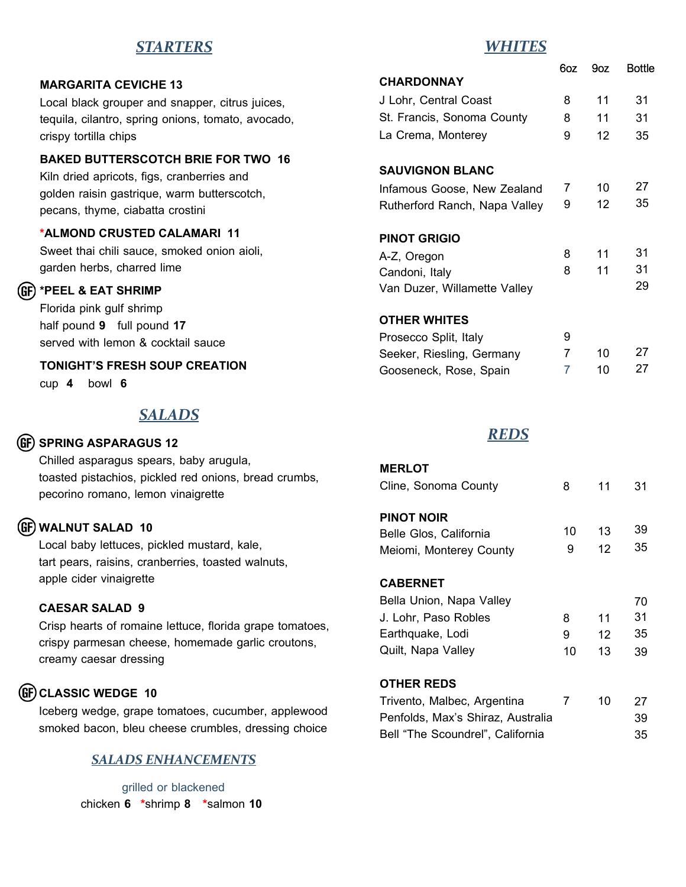## STARTERS

**MARGARITA CEVICHE 13**
Local black grouper and snapper, citrus juices, tequila, cilantro, spring onions, tomato, avocado, crispy tortilla chips

**BAKED BUTTERSCOTCH BRIE FOR TWO 16**
Kiln dried apricots, figs, cranberries and golden raisin gastrique, warm butterscotch, pecans, thyme, ciabatta crostini

***ALMOND CRUSTED CALAMARI 11**
Sweet thai chili sauce, smoked onion aioli, garden herbs, charred lime

(GF) ***PEEL & EAT SHRIMP**
Florida pink gulf shrimp
half pound **9** full pound **17**
served with lemon & cocktail sauce

**TONIGHT'S FRESH SOUP CREATION**
cup **4** bowl **6**

## SALADS

(GF) **SPRING ASPARAGUS 12**
Chilled asparagus spears, baby arugula, toasted pistachios, pickled red onions, bread crumbs, pecorino romano, lemon vinaigrette

(GF) **WALNUT SALAD 10**
Local baby lettuces, pickled mustard, kale, tart pears, raisins, cranberries, toasted walnuts, apple cider vinaigrette

**CAESAR SALAD 9**
Crisp hearts of romaine lettuce, florida grape tomatoes, crispy parmesan cheese, homemade garlic croutons, creamy caesar dressing

(GF) **CLASSIC WEDGE 10**
Iceberg wedge, grape tomatoes, cucumber, applewood smoked bacon, bleu cheese crumbles, dressing choice

### SALADS ENHANCEMENTS

grilled or blackened
chicken **6** *shrimp **8** *salmon **10**

## WHITES

| | 6oz | 9oz | Bottle |
|---|---|---|---|
| **CHARDONNAY** | | | |
| J Lohr, Central Coast | 8 | 11 | 31 |
| St. Francis, Sonoma County | 8 | 11 | 31 |
| La Crema, Monterey | 9 | 12 | 35 |
| **SAUVIGNON BLANC** | | | |
| Infamous Goose, New Zealand | 7 | 10 | 27 |
| Rutherford Ranch, Napa Valley | 9 | 12 | 35 |
| **PINOT GRIGIO** | | | |
| A-Z, Oregon | 8 | 11 | 31 |
| Candoni, Italy | 8 | 11 | 31 |
| Van Duzer, Willamette Valley | | | 29 |
| **OTHER WHITES** | | | |
| Prosecco Split, Italy | 9 | | |
| Seeker, Riesling, Germany | 7 | 10 | 27 |
| Gooseneck, Rose, Spain | 7 | 10 | 27 |

## REDS

| | 6oz | 9oz | Bottle |
|---|---|---|---|
| **MERLOT** | | | |
| Cline, Sonoma County | 8 | 11 | 31 |
| **PINOT NOIR** | | | |
| Belle Glos, California | 10 | 13 | 39 |
| Meiomi, Monterey County | 9 | 12 | 35 |
| **CABERNET** | | | |
| Bella Union, Napa Valley | | | 70 |
| J. Lohr, Paso Robles | 8 | 11 | 31 |
| Earthquake, Lodi | 9 | 12 | 35 |
| Quilt, Napa Valley | 10 | 13 | 39 |
| **OTHER REDS** | | | |
| Trivento, Malbec, Argentina | 7 | 10 | 27 |
| Penfolds, Max's Shiraz, Australia | | | 39 |
| Bell "The Scoundrel", California | | | 35 |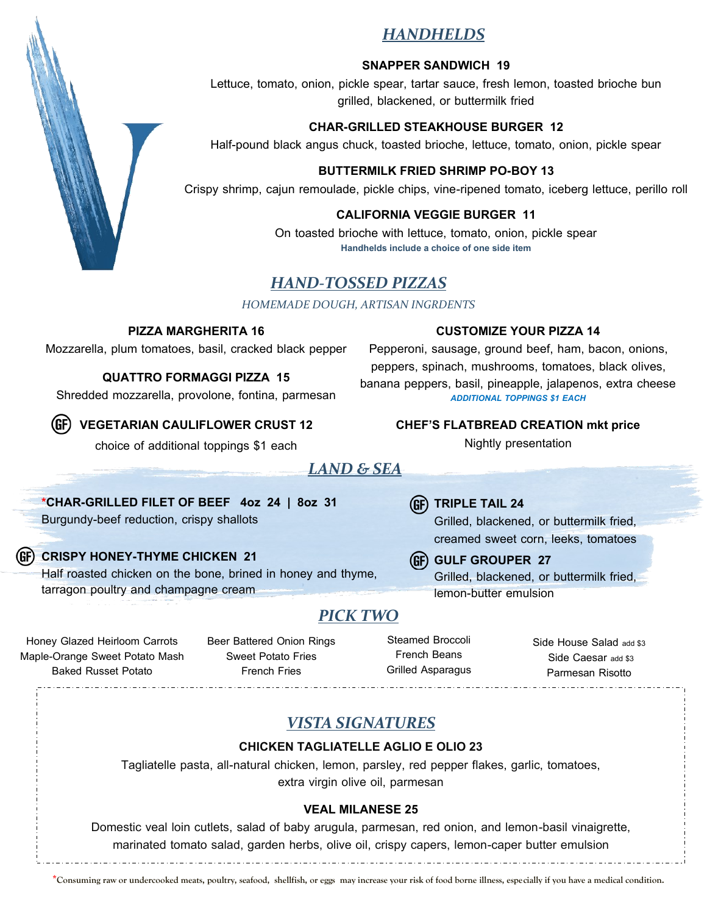## *HANDHELDS*

**SNAPPER SANDWICH 19**

Lettuce, tomato, onion, pickle spear, tartar sauce, fresh lemon, toasted brioche bun grilled, blackened, or buttermilk fried

**CHAR-GRILLED STEAKHOUSE BURGER 12**

Half-pound black angus chuck, toasted brioche, lettuce, tomato, onion, pickle spear

**BUTTERMILK FRIED SHRIMP PO-BOY 13**

Crispy shrimp, cajun remoulade, pickle chips, vine-ripened tomato, iceberg lettuce, perillo roll

**CALIFORNIA VEGGIE BURGER 11**

On toasted brioche with lettuce, tomato, onion, pickle spear

**Handhelds include a choice of one side item**

## *HAND-TOSSED PIZZAS*

*HOMEMADE DOUGH, ARTISAN INGRDENTS*

**PIZZA MARGHERITA 16**

Mozzarella, plum tomatoes, basil, cracked black pepper

**QUATTRO FORMAGGI PIZZA 15**

Shredded mozzarella, provolone, fontina, parmesan

GF **VEGETARIAN CAULIFLOWER CRUST 12**

choice of additional toppings $1 each

**CUSTOMIZE YOUR PIZZA 14**

Pepperoni, sausage, ground beef, ham, bacon, onions, peppers, spinach, mushrooms, tomatoes, black olives, banana peppers, basil, pineapple, jalapenos, extra cheese

***ADDITIONAL TOPPINGS $1 EACH***

**CHEF'S FLATBREAD CREATION mkt price**

Nightly presentation

## *LAND & SEA*

**\*CHAR-GRILLED FILET OF BEEF 4oz 24 | 8oz 31**

Burgundy-beef reduction, crispy shallots

GF **CRISPY HONEY-THYME CHICKEN 21**

Half roasted chicken on the bone, brined in honey and thyme, tarragon poultry and champagne cream

GF **TRIPLE TAIL 24**

Grilled, blackened, or buttermilk fried, creamed sweet corn, leeks, tomatoes

GF **GULF GROUPER 27**

Grilled, blackened, or buttermilk fried, lemon-butter emulsion

## *PICK TWO*

Honey Glazed Heirloom Carrots
Maple-Orange Sweet Potato Mash
Baked Russet Potato

Beer Battered Onion Rings
Sweet Potato Fries
French Fries

Steamed Broccoli
French Beans
Grilled Asparagus

Side House Salad add $3
Side Caesar add $3
Parmesan Risotto

## *VISTA SIGNATURES*

**CHICKEN TAGLIATELLE AGLIO E OLIO 23**

Tagliatelle pasta, all-natural chicken, lemon, parsley, red pepper flakes, garlic, tomatoes, extra virgin olive oil, parmesan

**VEAL MILANESE 25**

Domestic veal loin cutlets, salad of baby arugula, parmesan, red onion, and lemon-basil vinaigrette, marinated tomato salad, garden herbs, olive oil, crispy capers, lemon-caper butter emulsion

**\*Consuming raw or undercooked meats, poultry, seafood, shellfish, or eggs may increase your risk of food borne illness, especially if you have a medical condition.**